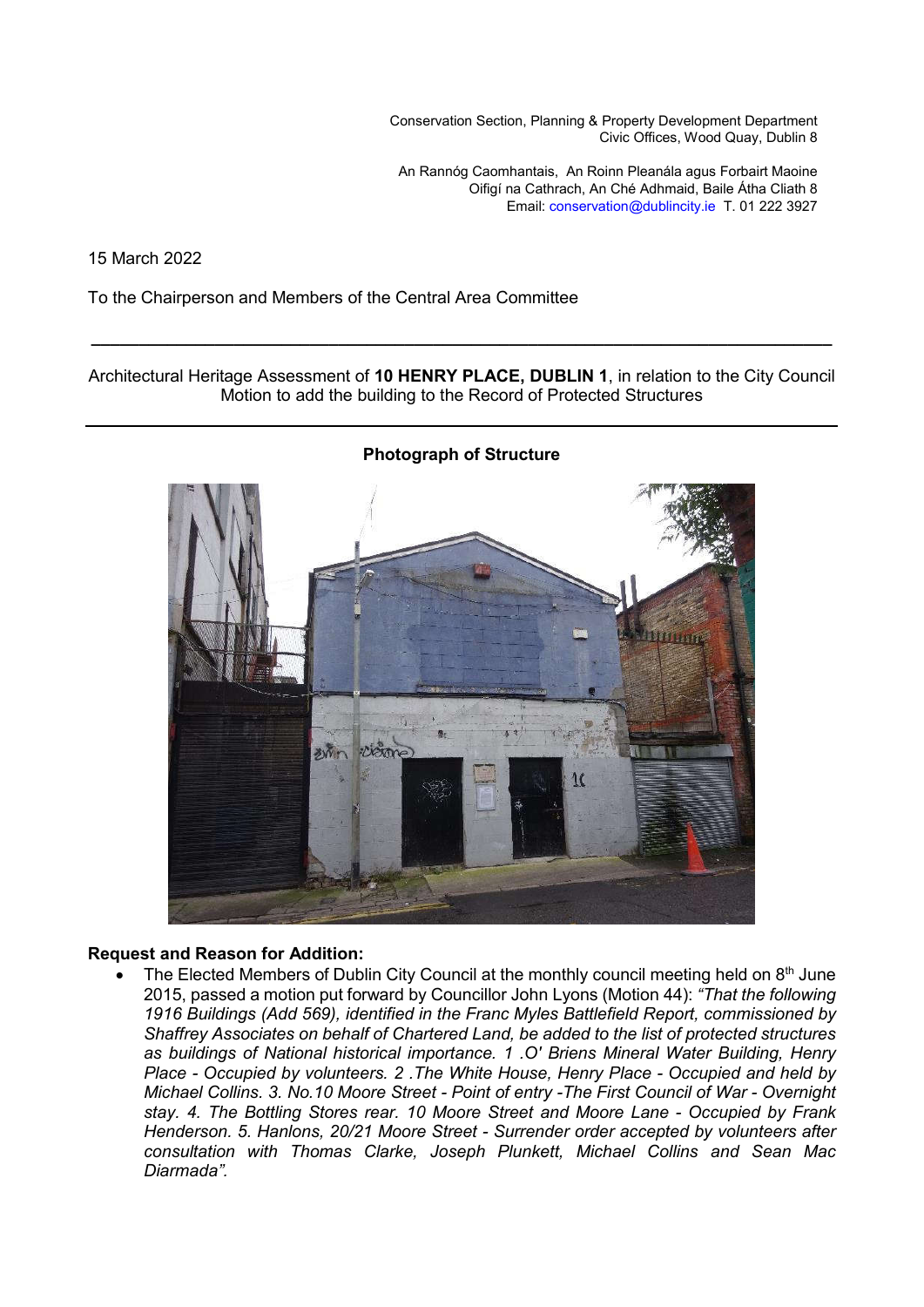Conservation Section, Planning & Property Development Department
Civic Offices, Wood Quay, Dublin 8

An Rannóg Caomhantais, An Roinn Pleanála agus Forbairt Maoine
Oifigí na Cathrach, An Ché Adhmaid, Baile Átha Cliath 8
Email: conservation@dublincity.ie T. 01 222 3927

15 March 2022

To the Chairperson and Members of the Central Area Committee

---

Architectural Heritage Assessment of **10 HENRY PLACE, DUBLIN 1**, in relation to the City Council Motion to add the building to the Record of Protected Structures

---

**Photograph of Structure**

**Request and Reason for Addition:**

- The Elected Members of Dublin City Council at the monthly council meeting held on 8th June 2015, passed a motion put forward by Councillor John Lyons (Motion 44): *"That the following 1916 Buildings (Add 569), identified in the Franc Myles Battlefield Report, commissioned by Shaffrey Associates on behalf of Chartered Land, be added to the list of protected structures as buildings of National historical importance. 1 .O' Briens Mineral Water Building, Henry Place - Occupied by volunteers. 2 .The White House, Henry Place - Occupied and held by Michael Collins. 3. No.10 Moore Street - Point of entry -The First Council of War - Overnight stay. 4. The Bottling Stores rear. 10 Moore Street and Moore Lane - Occupied by Frank Henderson. 5. Hanlons, 20/21 Moore Street - Surrender order accepted by volunteers after consultation with Thomas Clarke, Joseph Plunkett, Michael Collins and Sean Mac Diarmada".*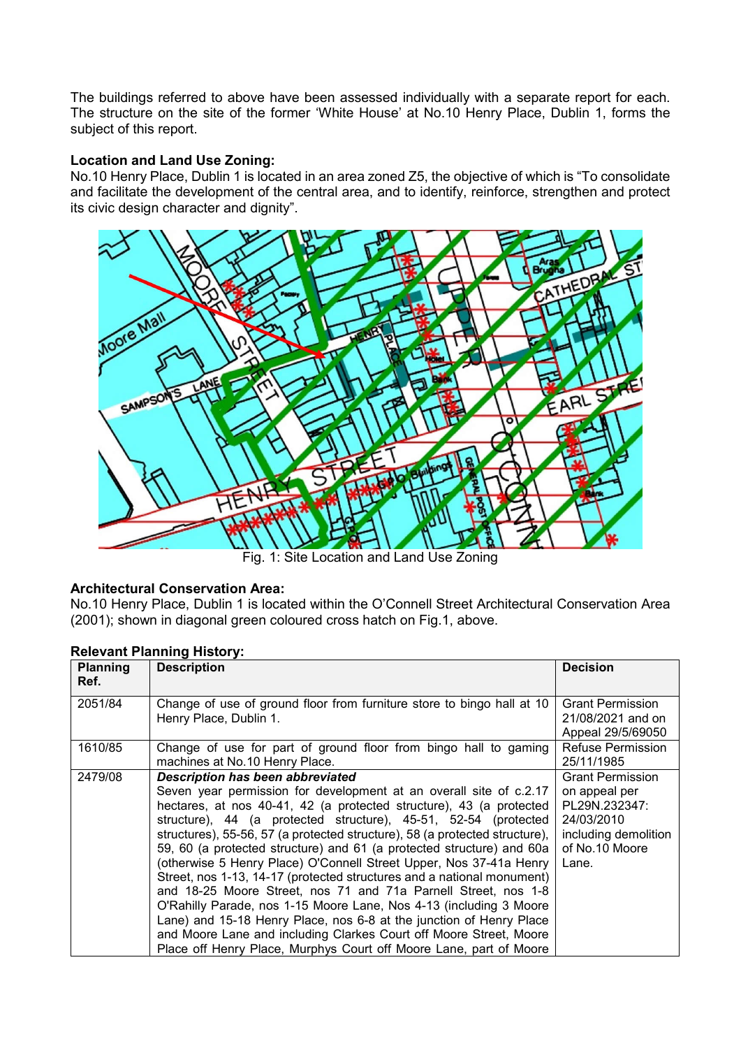The buildings referred to above have been assessed individually with a separate report for each. The structure on the site of the former 'White House' at No.10 Henry Place, Dublin 1, forms the subject of this report.

**Location and Land Use Zoning:**
No.10 Henry Place, Dublin 1 is located in an area zoned Z5, the objective of which is "To consolidate and facilitate the development of the central area, and to identify, reinforce, strengthen and protect its civic design character and dignity".

Fig. 1: Site Location and Land Use Zoning

**Architectural Conservation Area:**
No.10 Henry Place, Dublin 1 is located within the O'Connell Street Architectural Conservation Area (2001); shown in diagonal green coloured cross hatch on Fig.1, above.

**Relevant Planning History:**

| Planning Ref. | Description | Decision |
|---|---|---|
| 2051/84 | Change of use of ground floor from furniture store to bingo hall at 10 Henry Place, Dublin 1. | Grant Permission 21/08/2021 and on Appeal 29/5/69050 |
| 1610/85 | Change of use for part of ground floor from bingo hall to gaming machines at No.10 Henry Place. | Refuse Permission 25/11/1985 |
| 2479/08 | ***Description has been abbreviated*** Seven year permission for development at an overall site of c.2.17 hectares, at nos 40-41, 42 (a protected structure), 43 (a protected structure), 44 (a protected structure), 45-51, 52-54 (protected structures), 55-56, 57 (a protected structure), 58 (a protected structure), 59, 60 (a protected structure) and 61 (a protected structure) and 60a (otherwise 5 Henry Place) O'Connell Street Upper, Nos 37-41a Henry Street, nos 1-13, 14-17 (protected structures and a national monument) and 18-25 Moore Street, nos 71 and 71a Parnell Street, nos 1-8 O'Rahilly Parade, nos 1-15 Moore Lane, Nos 4-13 (including 3 Moore Lane) and 15-18 Henry Place, nos 6-8 at the junction of Henry Place and Moore Lane and including Clarkes Court off Moore Street, Moore Place off Henry Place, Murphys Court off Moore Lane, part of Moore | Grant Permission on appeal per PL29N.232347: 24/03/2010 including demolition of No.10 Moore Lane. |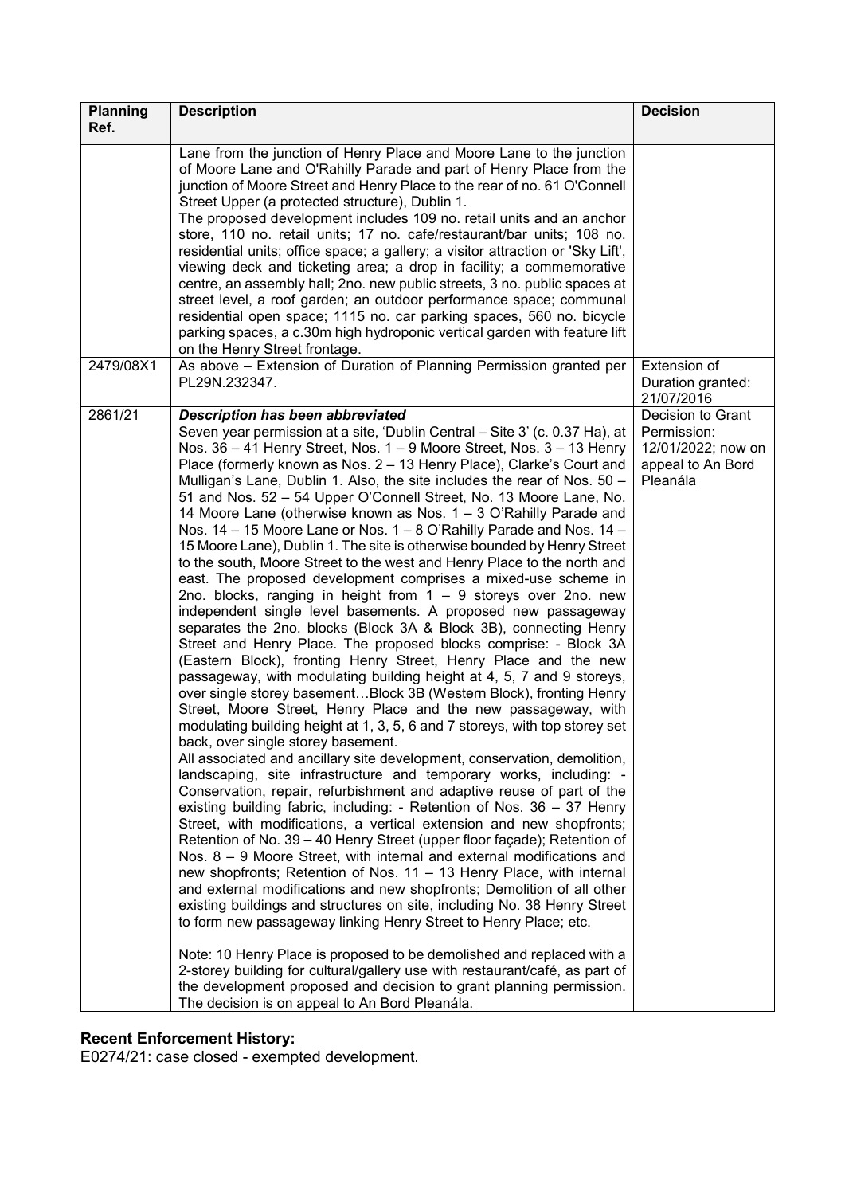| Planning Ref. | Description | Decision |
|---|---|---|
| | Lane from the junction of Henry Place and Moore Lane to the junction of Moore Lane and O'Rahilly Parade and part of Henry Place from the junction of Moore Street and Henry Place to the rear of no. 61 O'Connell Street Upper (a protected structure), Dublin 1. The proposed development includes 109 no. retail units and an anchor store, 110 no. retail units; 17 no. cafe/restaurant/bar units; 108 no. residential units; office space; a gallery; a visitor attraction or 'Sky Lift', viewing deck and ticketing area; a drop in facility; a commemorative centre, an assembly hall; 2no. new public streets, 3 no. public spaces at street level, a roof garden; an outdoor performance space; communal residential open space; 1115 no. car parking spaces, 560 no. bicycle parking spaces, a c.30m high hydroponic vertical garden with feature lift on the Henry Street frontage. | |
| 2479/08X1 | As above – Extension of Duration of Planning Permission granted per PL29N.232347. | Extension of Duration granted: 21/07/2016 |
| 2861/21 | ***Description has been abbreviated*** Seven year permission at a site, 'Dublin Central – Site 3' (c. 0.37 Ha), at Nos. 36 – 41 Henry Street, Nos. 1 – 9 Moore Street, Nos. 3 – 13 Henry Place (formerly known as Nos. 2 – 13 Henry Place), Clarke's Court and Mulligan's Lane, Dublin 1. Also, the site includes the rear of Nos. 50 – 51 and Nos. 52 – 54 Upper O'Connell Street, No. 13 Moore Lane, No. 14 Moore Lane (otherwise known as Nos. 1 – 3 O'Rahilly Parade and Nos. 14 – 15 Moore Lane or Nos. 1 – 8 O'Rahilly Parade and Nos. 14 – 15 Moore Lane), Dublin 1. The site is otherwise bounded by Henry Street to the south, Moore Street to the west and Henry Place to the north and east. The proposed development comprises a mixed-use scheme in 2no. blocks, ranging in height from 1 – 9 storeys over 2no. new independent single level basements. A proposed new passageway separates the 2no. blocks (Block 3A & Block 3B), connecting Henry Street and Henry Place. The proposed blocks comprise: - Block 3A (Eastern Block), fronting Henry Street, Henry Place and the new passageway, with modulating building height at 4, 5, 7 and 9 storeys, over single storey basement…Block 3B (Western Block), fronting Henry Street, Moore Street, Henry Place and the new passageway, with modulating building height at 1, 3, 5, 6 and 7 storeys, with top storey set back, over single storey basement.<br>All associated and ancillary site development, conservation, demolition, landscaping, site infrastructure and temporary works, including: - Conservation, repair, refurbishment and adaptive reuse of part of the existing building fabric, including: - Retention of Nos. 36 – 37 Henry Street, with modifications, a vertical extension and new shopfronts; Retention of No. 39 – 40 Henry Street (upper floor façade); Retention of Nos. 8 – 9 Moore Street, with internal and external modifications and new shopfronts; Retention of Nos. 11 – 13 Henry Place, with internal and external modifications and new shopfronts; Demolition of all other existing buildings and structures on site, including No. 38 Henry Street to form new passageway linking Henry Street to Henry Place; etc.<br><br>Note: 10 Henry Place is proposed to be demolished and replaced with a 2-storey building for cultural/gallery use with restaurant/café, as part of the development proposed and decision to grant planning permission. The decision is on appeal to An Bord Pleanála. | Decision to Grant Permission: 12/01/2022; now on appeal to An Bord Pleanála |

**Recent Enforcement History:**

E0274/21: case closed - exempted development.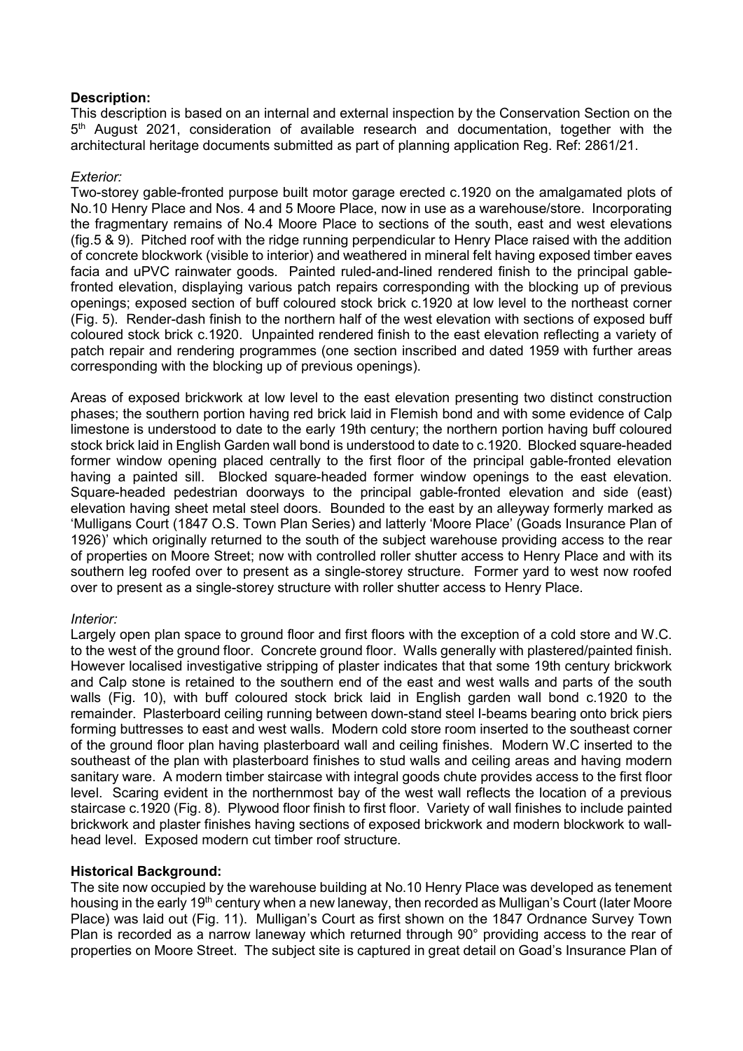**Description:**

This description is based on an internal and external inspection by the Conservation Section on the 5th August 2021, consideration of available research and documentation, together with the architectural heritage documents submitted as part of planning application Reg. Ref: 2861/21.

*Exterior:*

Two-storey gable-fronted purpose built motor garage erected c.1920 on the amalgamated plots of No.10 Henry Place and Nos. 4 and 5 Moore Place, now in use as a warehouse/store. Incorporating the fragmentary remains of No.4 Moore Place to sections of the south, east and west elevations (fig.5 & 9). Pitched roof with the ridge running perpendicular to Henry Place raised with the addition of concrete blockwork (visible to interior) and weathered in mineral felt having exposed timber eaves facia and uPVC rainwater goods. Painted ruled-and-lined rendered finish to the principal gable-fronted elevation, displaying various patch repairs corresponding with the blocking up of previous openings; exposed section of buff coloured stock brick c.1920 at low level to the northeast corner (Fig. 5). Render-dash finish to the northern half of the west elevation with sections of exposed buff coloured stock brick c.1920. Unpainted rendered finish to the east elevation reflecting a variety of patch repair and rendering programmes (one section inscribed and dated 1959 with further areas corresponding with the blocking up of previous openings).

Areas of exposed brickwork at low level to the east elevation presenting two distinct construction phases; the southern portion having red brick laid in Flemish bond and with some evidence of Calp limestone is understood to date to the early 19th century; the northern portion having buff coloured stock brick laid in English Garden wall bond is understood to date to c.1920. Blocked square-headed former window opening placed centrally to the first floor of the principal gable-fronted elevation having a painted sill. Blocked square-headed former window openings to the east elevation. Square-headed pedestrian doorways to the principal gable-fronted elevation and side (east) elevation having sheet metal steel doors. Bounded to the east by an alleyway formerly marked as 'Mulligans Court (1847 O.S. Town Plan Series) and latterly 'Moore Place' (Goads Insurance Plan of 1926)' which originally returned to the south of the subject warehouse providing access to the rear of properties on Moore Street; now with controlled roller shutter access to Henry Place and with its southern leg roofed over to present as a single-storey structure. Former yard to west now roofed over to present as a single-storey structure with roller shutter access to Henry Place.

*Interior:*

Largely open plan space to ground floor and first floors with the exception of a cold store and W.C. to the west of the ground floor. Concrete ground floor. Walls generally with plastered/painted finish. However localised investigative stripping of plaster indicates that that some 19th century brickwork and Calp stone is retained to the southern end of the east and west walls and parts of the south walls (Fig. 10), with buff coloured stock brick laid in English garden wall bond c.1920 to the remainder. Plasterboard ceiling running between down-stand steel I-beams bearing onto brick piers forming buttresses to east and west walls. Modern cold store room inserted to the southeast corner of the ground floor plan having plasterboard wall and ceiling finishes. Modern W.C inserted to the southeast of the plan with plasterboard finishes to stud walls and ceiling areas and having modern sanitary ware. A modern timber staircase with integral goods chute provides access to the first floor level. Scaring evident in the northernmost bay of the west wall reflects the location of a previous staircase c.1920 (Fig. 8). Plywood floor finish to first floor. Variety of wall finishes to include painted brickwork and plaster finishes having sections of exposed brickwork and modern blockwork to wall-head level. Exposed modern cut timber roof structure.

**Historical Background:**

The site now occupied by the warehouse building at No.10 Henry Place was developed as tenement housing in the early 19th century when a new laneway, then recorded as Mulligan's Court (later Moore Place) was laid out (Fig. 11). Mulligan's Court as first shown on the 1847 Ordnance Survey Town Plan is recorded as a narrow laneway which returned through 90° providing access to the rear of properties on Moore Street. The subject site is captured in great detail on Goad's Insurance Plan of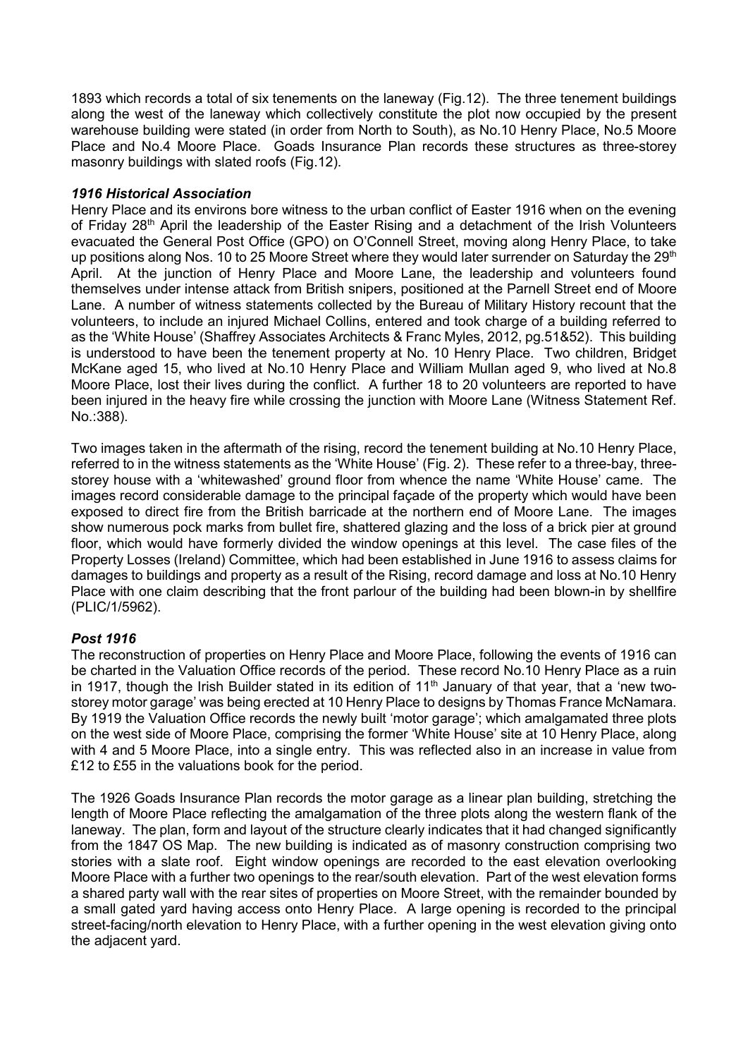1893 which records a total of six tenements on the laneway (Fig.12). The three tenement buildings along the west of the laneway which collectively constitute the plot now occupied by the present warehouse building were stated (in order from North to South), as No.10 Henry Place, No.5 Moore Place and No.4 Moore Place. Goads Insurance Plan records these structures as three-storey masonry buildings with slated roofs (Fig.12).

### *1916 Historical Association*

Henry Place and its environs bore witness to the urban conflict of Easter 1916 when on the evening of Friday 28th April the leadership of the Easter Rising and a detachment of the Irish Volunteers evacuated the General Post Office (GPO) on O'Connell Street, moving along Henry Place, to take up positions along Nos. 10 to 25 Moore Street where they would later surrender on Saturday the 29th April. At the junction of Henry Place and Moore Lane, the leadership and volunteers found themselves under intense attack from British snipers, positioned at the Parnell Street end of Moore Lane. A number of witness statements collected by the Bureau of Military History recount that the volunteers, to include an injured Michael Collins, entered and took charge of a building referred to as the 'White House' (Shaffrey Associates Architects & Franc Myles, 2012, pg.51&52). This building is understood to have been the tenement property at No. 10 Henry Place. Two children, Bridget McKane aged 15, who lived at No.10 Henry Place and William Mullan aged 9, who lived at No.8 Moore Place, lost their lives during the conflict. A further 18 to 20 volunteers are reported to have been injured in the heavy fire while crossing the junction with Moore Lane (Witness Statement Ref. No.:388).

Two images taken in the aftermath of the rising, record the tenement building at No.10 Henry Place, referred to in the witness statements as the 'White House' (Fig. 2). These refer to a three-bay, three-storey house with a 'whitewashed' ground floor from whence the name 'White House' came. The images record considerable damage to the principal façade of the property which would have been exposed to direct fire from the British barricade at the northern end of Moore Lane. The images show numerous pock marks from bullet fire, shattered glazing and the loss of a brick pier at ground floor, which would have formerly divided the window openings at this level. The case files of the Property Losses (Ireland) Committee, which had been established in June 1916 to assess claims for damages to buildings and property as a result of the Rising, record damage and loss at No.10 Henry Place with one claim describing that the front parlour of the building had been blown-in by shellfire (PLIC/1/5962).

### *Post 1916*

The reconstruction of properties on Henry Place and Moore Place, following the events of 1916 can be charted in the Valuation Office records of the period. These record No.10 Henry Place as a ruin in 1917, though the Irish Builder stated in its edition of 11th January of that year, that a 'new two-storey motor garage' was being erected at 10 Henry Place to designs by Thomas France McNamara. By 1919 the Valuation Office records the newly built 'motor garage'; which amalgamated three plots on the west side of Moore Place, comprising the former 'White House' site at 10 Henry Place, along with 4 and 5 Moore Place, into a single entry. This was reflected also in an increase in value from £12 to £55 in the valuations book for the period.

The 1926 Goads Insurance Plan records the motor garage as a linear plan building, stretching the length of Moore Place reflecting the amalgamation of the three plots along the western flank of the laneway. The plan, form and layout of the structure clearly indicates that it had changed significantly from the 1847 OS Map. The new building is indicated as of masonry construction comprising two stories with a slate roof. Eight window openings are recorded to the east elevation overlooking Moore Place with a further two openings to the rear/south elevation. Part of the west elevation forms a shared party wall with the rear sites of properties on Moore Street, with the remainder bounded by a small gated yard having access onto Henry Place. A large opening is recorded to the principal street-facing/north elevation to Henry Place, with a further opening in the west elevation giving onto the adjacent yard.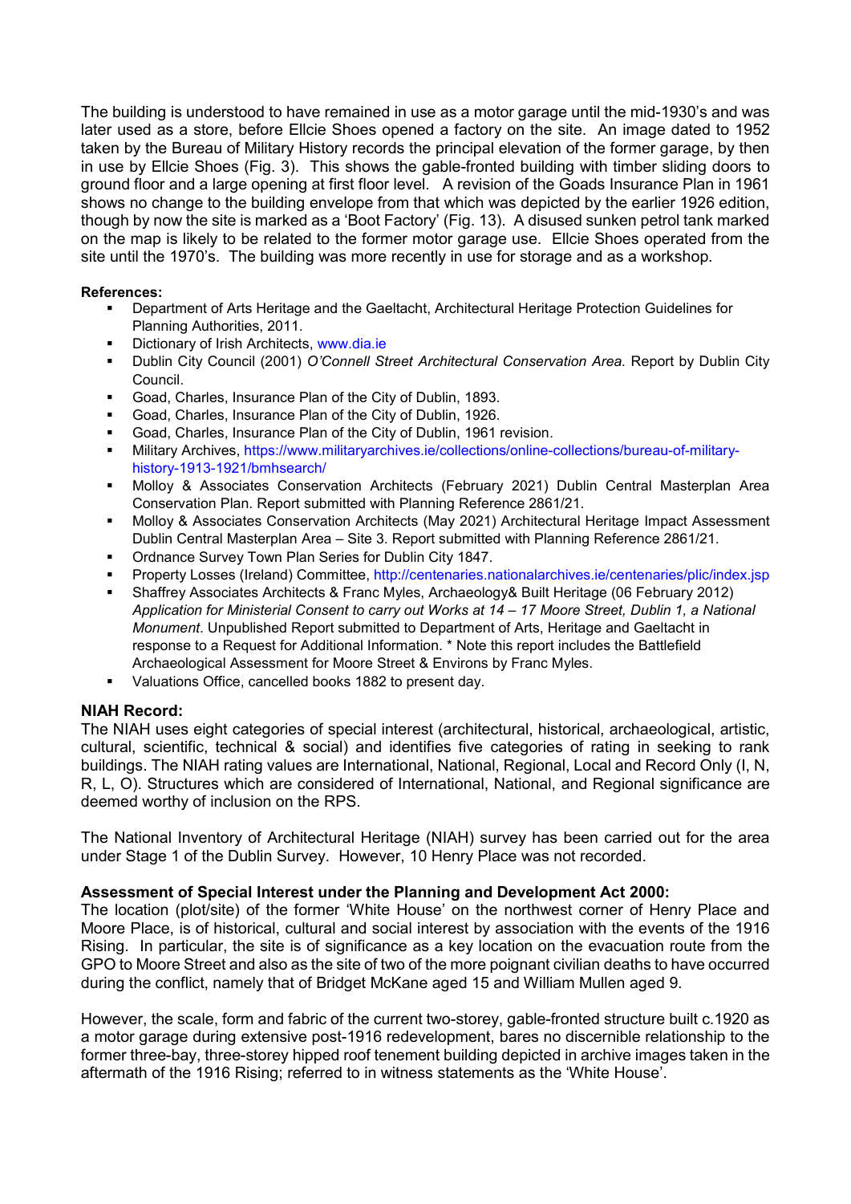The building is understood to have remained in use as a motor garage until the mid-1930's and was later used as a store, before Ellcie Shoes opened a factory on the site. An image dated to 1952 taken by the Bureau of Military History records the principal elevation of the former garage, by then in use by Ellcie Shoes (Fig. 3). This shows the gable-fronted building with timber sliding doors to ground floor and a large opening at first floor level. A revision of the Goads Insurance Plan in 1961 shows no change to the building envelope from that which was depicted by the earlier 1926 edition, though by now the site is marked as a 'Boot Factory' (Fig. 13). A disused sunken petrol tank marked on the map is likely to be related to the former motor garage use. Ellcie Shoes operated from the site until the 1970's. The building was more recently in use for storage and as a workshop.

**References:**

- Department of Arts Heritage and the Gaeltacht, Architectural Heritage Protection Guidelines for Planning Authorities, 2011.
- Dictionary of Irish Architects, www.dia.ie
- Dublin City Council (2001) *O'Connell Street Architectural Conservation Area.* Report by Dublin City Council.
- Goad, Charles, Insurance Plan of the City of Dublin, 1893.
- Goad, Charles, Insurance Plan of the City of Dublin, 1926.
- Goad, Charles, Insurance Plan of the City of Dublin, 1961 revision.
- Military Archives, https://www.militaryarchives.ie/collections/online-collections/bureau-of-military-history-1913-1921/bmhsearch/
- Molloy & Associates Conservation Architects (February 2021) Dublin Central Masterplan Area Conservation Plan. Report submitted with Planning Reference 2861/21.
- Molloy & Associates Conservation Architects (May 2021) Architectural Heritage Impact Assessment Dublin Central Masterplan Area – Site 3. Report submitted with Planning Reference 2861/21.
- Ordnance Survey Town Plan Series for Dublin City 1847.
- Property Losses (Ireland) Committee, http://centenaries.nationalarchives.ie/centenaries/plic/index.jsp
- Shaffrey Associates Architects & Franc Myles, Archaeology& Built Heritage (06 February 2012) *Application for Ministerial Consent to carry out Works at 14 – 17 Moore Street, Dublin 1, a National Monument*. Unpublished Report submitted to Department of Arts, Heritage and Gaeltacht in response to a Request for Additional Information. * Note this report includes the Battlefield Archaeological Assessment for Moore Street & Environs by Franc Myles.
- Valuations Office, cancelled books 1882 to present day.

**NIAH Record:**

The NIAH uses eight categories of special interest (architectural, historical, archaeological, artistic, cultural, scientific, technical & social) and identifies five categories of rating in seeking to rank buildings. The NIAH rating values are International, National, Regional, Local and Record Only (I, N, R, L, O). Structures which are considered of International, National, and Regional significance are deemed worthy of inclusion on the RPS.

The National Inventory of Architectural Heritage (NIAH) survey has been carried out for the area under Stage 1 of the Dublin Survey. However, 10 Henry Place was not recorded.

**Assessment of Special Interest under the Planning and Development Act 2000:**

The location (plot/site) of the former 'White House' on the northwest corner of Henry Place and Moore Place, is of historical, cultural and social interest by association with the events of the 1916 Rising. In particular, the site is of significance as a key location on the evacuation route from the GPO to Moore Street and also as the site of two of the more poignant civilian deaths to have occurred during the conflict, namely that of Bridget McKane aged 15 and William Mullen aged 9.

However, the scale, form and fabric of the current two-storey, gable-fronted structure built c.1920 as a motor garage during extensive post-1916 redevelopment, bares no discernible relationship to the former three-bay, three-storey hipped roof tenement building depicted in archive images taken in the aftermath of the 1916 Rising; referred to in witness statements as the 'White House'.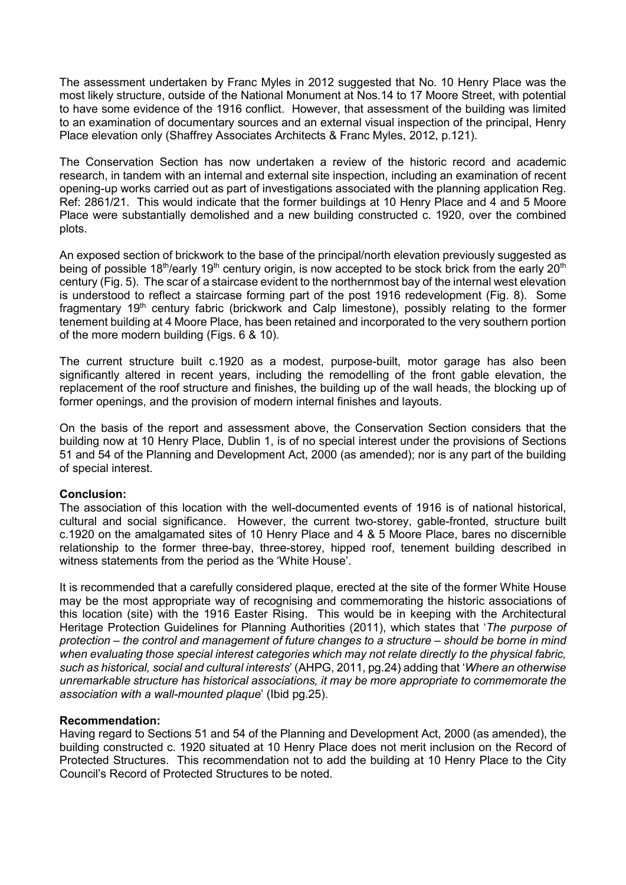The assessment undertaken by Franc Myles in 2012 suggested that No. 10 Henry Place was the most likely structure, outside of the National Monument at Nos.14 to 17 Moore Street, with potential to have some evidence of the 1916 conflict. However, that assessment of the building was limited to an examination of documentary sources and an external visual inspection of the principal, Henry Place elevation only (Shaffrey Associates Architects & Franc Myles, 2012, p.121).

The Conservation Section has now undertaken a review of the historic record and academic research, in tandem with an internal and external site inspection, including an examination of recent opening-up works carried out as part of investigations associated with the planning application Reg. Ref: 2861/21. This would indicate that the former buildings at 10 Henry Place and 4 and 5 Moore Place were substantially demolished and a new building constructed c. 1920, over the combined plots.

An exposed section of brickwork to the base of the principal/north elevation previously suggested as being of possible 18th/early 19th century origin, is now accepted to be stock brick from the early 20th century (Fig. 5). The scar of a staircase evident to the northernmost bay of the internal west elevation is understood to reflect a staircase forming part of the post 1916 redevelopment (Fig. 8). Some fragmentary 19th century fabric (brickwork and Calp limestone), possibly relating to the former tenement building at 4 Moore Place, has been retained and incorporated to the very southern portion of the more modern building (Figs. 6 & 10).

The current structure built c.1920 as a modest, purpose-built, motor garage has also been significantly altered in recent years, including the remodelling of the front gable elevation, the replacement of the roof structure and finishes, the building up of the wall heads, the blocking up of former openings, and the provision of modern internal finishes and layouts.

On the basis of the report and assessment above, the Conservation Section considers that the building now at 10 Henry Place, Dublin 1, is of no special interest under the provisions of Sections 51 and 54 of the Planning and Development Act, 2000 (as amended); nor is any part of the building of special interest.

**Conclusion:**

The association of this location with the well-documented events of 1916 is of national historical, cultural and social significance. However, the current two-storey, gable-fronted, structure built c.1920 on the amalgamated sites of 10 Henry Place and 4 & 5 Moore Place, bares no discernible relationship to the former three-bay, three-storey, hipped roof, tenement building described in witness statements from the period as the 'White House'.

It is recommended that a carefully considered plaque, erected at the site of the former White House may be the most appropriate way of recognising and commemorating the historic associations of this location (site) with the 1916 Easter Rising. This would be in keeping with the Architectural Heritage Protection Guidelines for Planning Authorities (2011), which states that '*The purpose of protection – the control and management of future changes to a structure – should be borne in mind when evaluating those special interest categories which may not relate directly to the physical fabric, such as historical, social and cultural interests*' (AHPG, 2011, pg.24) adding that '*Where an otherwise unremarkable structure has historical associations, it may be more appropriate to commemorate the association with a wall-mounted plaque*' (Ibid pg.25).

**Recommendation:**

Having regard to Sections 51 and 54 of the Planning and Development Act, 2000 (as amended), the building constructed c. 1920 situated at 10 Henry Place does not merit inclusion on the Record of Protected Structures. This recommendation not to add the building at 10 Henry Place to the City Council's Record of Protected Structures to be noted.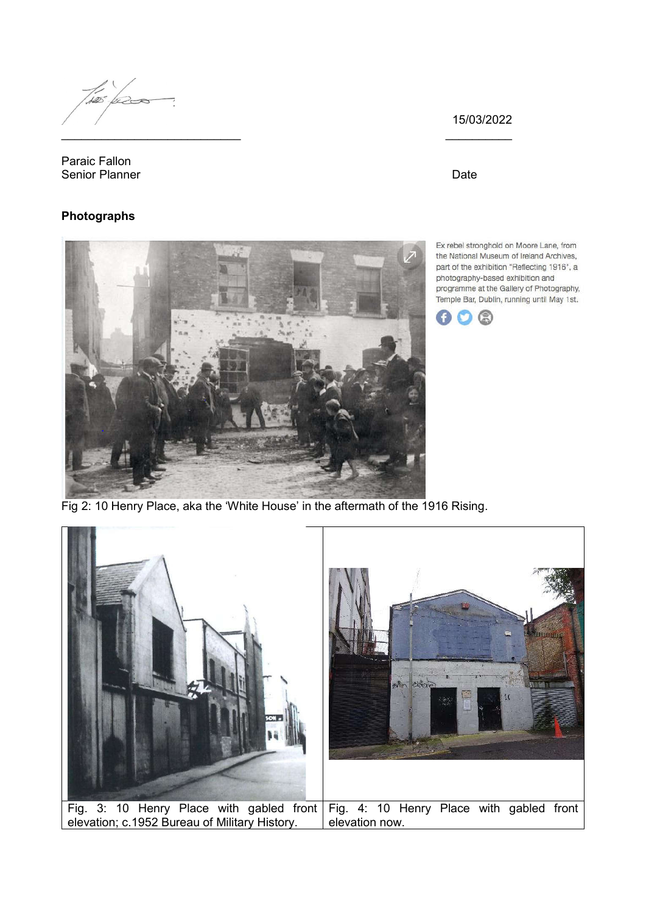Paraic Fallon
Senior Planner

15/03/2022

Date

## Photographs

Ex rebel stronghold on Moore Lane, from the National Museum of Ireland Archives, part of the exhibition "Reflecting 1916", a photography-based exhibition and programme at the Gallery of Photography, Temple Bar, Dublin, running until May 1st.

Fig 2: 10 Henry Place, aka the 'White House' in the aftermath of the 1916 Rising.

| Fig. 3: 10 Henry Place with gabled front elevation; c.1952 Bureau of Military History. | Fig. 4: 10 Henry Place with gabled front elevation now. |
| --- | --- |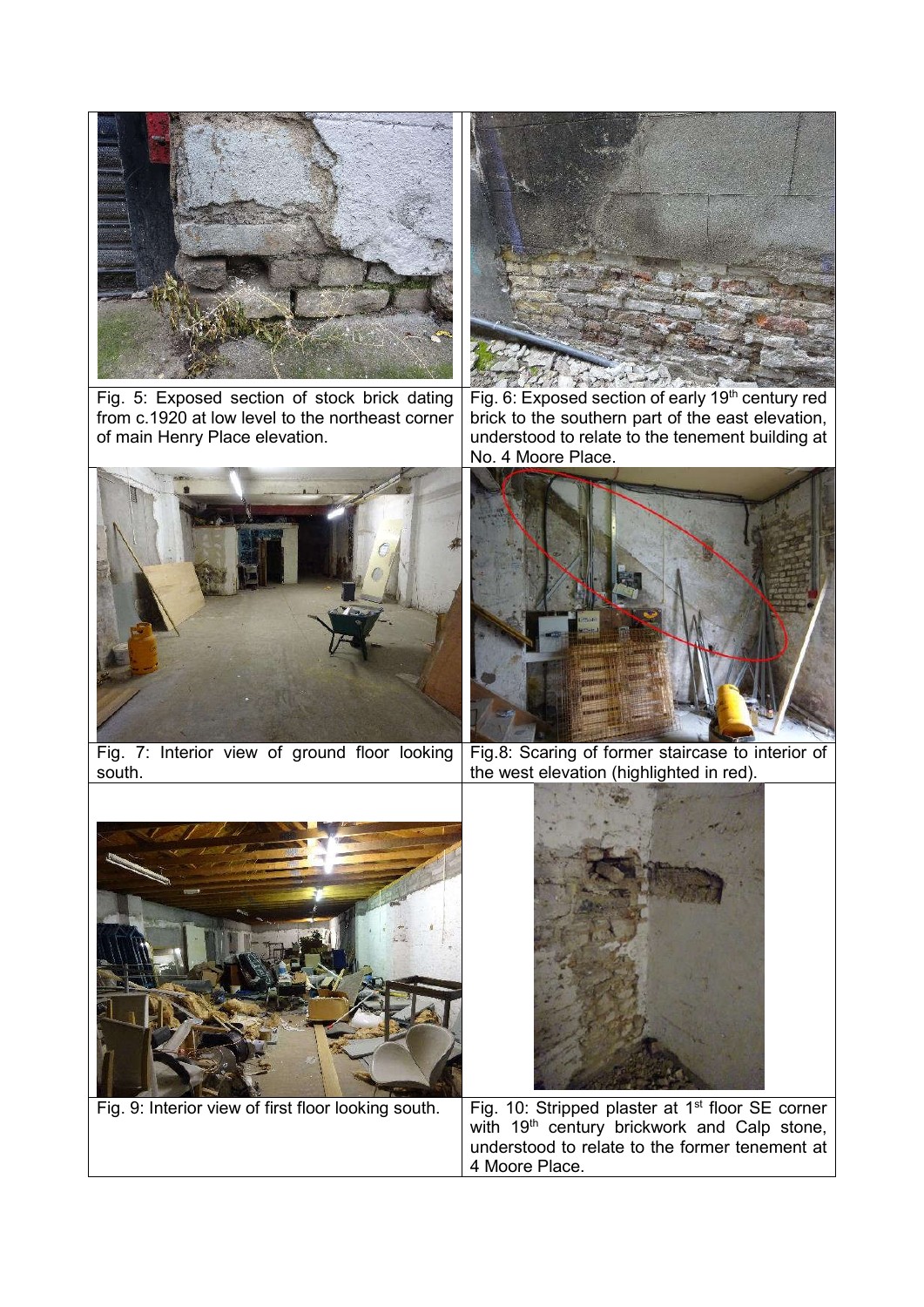Fig. 5: Exposed section of stock brick dating from c.1920 at low level to the northeast corner of main Henry Place elevation.

Fig. 6: Exposed section of early 19th century red brick to the southern part of the east elevation, understood to relate to the tenement building at No. 4 Moore Place.

Fig. 7: Interior view of ground floor looking south.

Fig.8: Scaring of former staircase to interior of the west elevation (highlighted in red).

Fig. 9: Interior view of first floor looking south.

Fig. 10: Stripped plaster at 1st floor SE corner with 19th century brickwork and Calp stone, understood to relate to the former tenement at 4 Moore Place.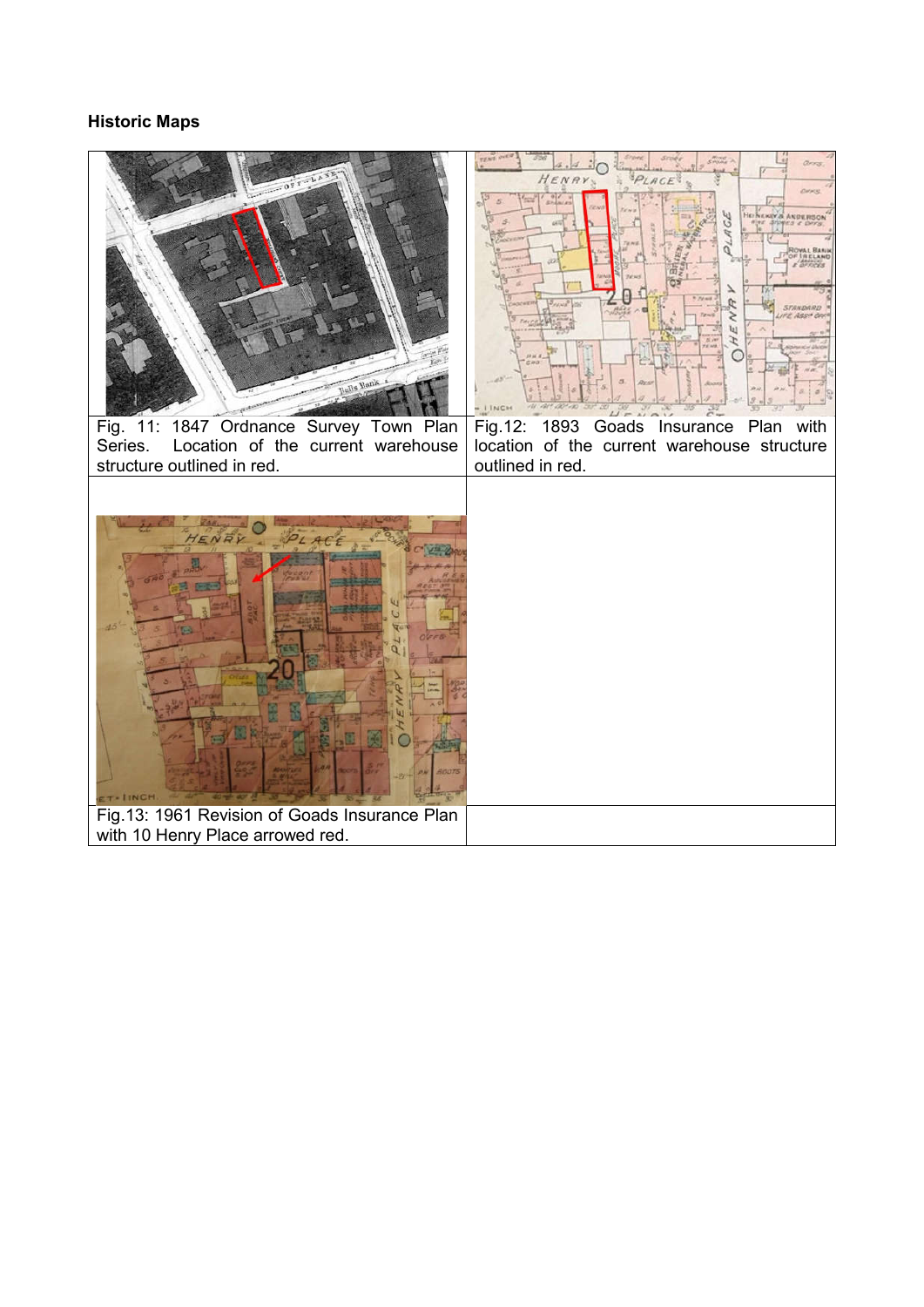**Historic Maps**

Fig. 11: 1847 Ordnance Survey Town Plan Series. Location of the current warehouse structure outlined in red.

Fig.12: 1893 Goads Insurance Plan with location of the current warehouse structure outlined in red.

Fig.13: 1961 Revision of Goads Insurance Plan with 10 Henry Place arrowed red.